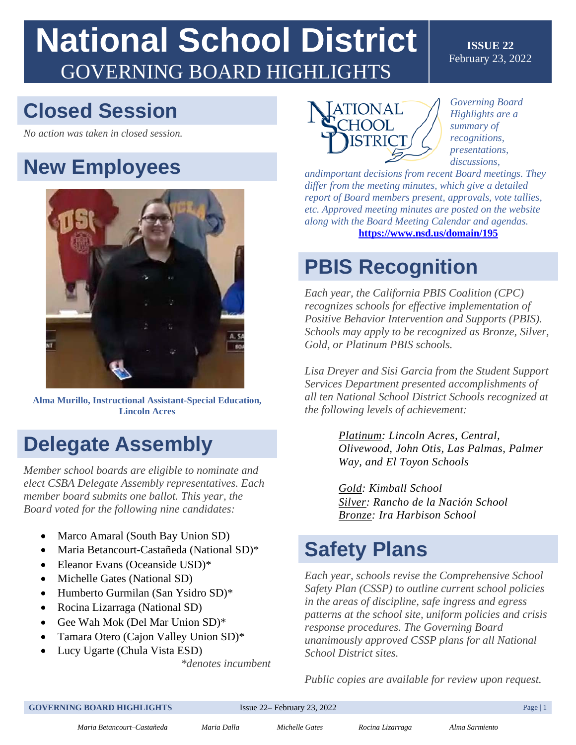# National School District
## GOVERNING BOARD HIGHLIGHTS

**ISSUE 22**
February 23, 2022

## Closed Session

*No action was taken in closed session.*

## New Employees

**Alma Murillo, Instructional Assistant-Special Education, Lincoln Acres**

## Delegate Assembly

*Member school boards are eligible to nominate and elect CSBA Delegate Assembly representatives. Each member board submits one ballot. This year, the Board voted for the following nine candidates:*

- Marco Amaral (South Bay Union SD)
- Maria Betancourt-Castañeda (National SD)*
- Eleanor Evans (Oceanside USD)*
- Michelle Gates (National SD)
- Humberto Gurmilan (San Ysidro SD)*
- Rocina Lizarraga (National SD)
- Gee Wah Mok (Del Mar Union SD)*
- Tamara Otero (Cajon Valley Union SD)*
- Lucy Ugarte (Chula Vista ESD)

*\*denotes incumbent*

*Governing Board Highlights are a summary of recognitions, presentations, discussions, andimportant decisions from recent Board meetings. They differ from the meeting minutes, which give a detailed report of Board members present, approvals, vote tallies, etc. Approved meeting minutes are posted on the website along with the Board Meeting Calendar and agendas.*

**https://www.nsd.us/domain/195**

## PBIS Recognition

*Each year, the California PBIS Coalition (CPC) recognizes schools for effective implementation of Positive Behavior Intervention and Supports (PBIS). Schools may apply to be recognized as Bronze, Silver, Gold, or Platinum PBIS schools.*

*Lisa Dreyer and Sisi Garcia from the Student Support Services Department presented accomplishments of all ten National School District Schools recognized at the following levels of achievement:*

*Platinum: Lincoln Acres, Central, Olivewood, John Otis, Las Palmas, Palmer Way, and El Toyon Schools*

*Gold: Kimball School*
*Silver: Rancho de la Nación School*
*Bronze: Ira Harbison School*

## Safety Plans

*Each year, schools revise the Comprehensive School Safety Plan (CSSP) to outline current school policies in the areas of discipline, safe ingress and egress patterns at the school site, uniform policies and crisis response procedures. The Governing Board unanimously approved CSSP plans for all National School District sites.*

*Public copies are available for review upon request.*

*Maria Betancourt–Castañeda* *Maria Dalla* *Michelle Gates* *Rocina Lizarraga* *Alma Sarmiento*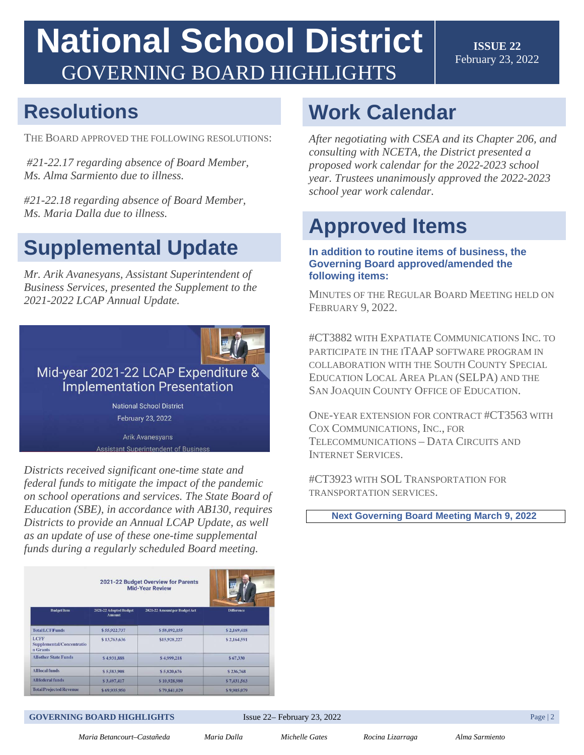# National School District
## GOVERNING BOARD HIGHLIGHTS

**ISSUE 22**
February 23, 2022

## Resolutions

THE BOARD APPROVED THE FOLLOWING RESOLUTIONS:

*#21-22.17 regarding absence of Board Member, Ms. Alma Sarmiento due to illness.*

*#21-22.18 regarding absence of Board Member, Ms. Maria Dalla due to illness.*

## Supplemental Update

*Mr. Arik Avanesyans, Assistant Superintendent of Business Services, presented the Supplement to the 2021-2022 LCAP Annual Update.*

Mid-year 2021-22 LCAP Expenditure & Implementation Presentation

National School District
February 23, 2022

Arik Avanesyans
Assistant Superintendent of Business

*Districts received significant one-time state and federal funds to mitigate the impact of the pandemic on school operations and services. The State Board of Education (SBE), in accordance with AB130, requires Districts to provide an Annual LCAP Update, as well as an update of use of these one-time supplemental funds during a regularly scheduled Board meeting.*

**2021-22 Budget Overview for Parents Mid-Year Review**

| Budget Item | 2021-22 Adopted Budget Amount | 2021-22 Amount per Budget Act | Difference |
|---|---|---|---|
| Total LCFF Funds | $ 55,922,737 | $ 58,092,155 | $ 2,169,418 |
| LCFF Supplemental/Concentration Grants | $ 13,763,636 | $15,928,227 | $ 2,164,591 |
| All other State Funds | $ 4,931,888 | $ 4,999,218 | $ 67,330 |
| All local funds | $ 5,583,908 | $ 5,820,676 | $ 236,768 |
| All federal funds | $ 3,497,417 | $ 10,928,980 | $ 7,431,563 |
| Total Projected Revenue | $ 69,935,950 | $ 79,841,029 | $ 9,905,079 |

## Work Calendar

*After negotiating with CSEA and its Chapter 206, and consulting with NCETA, the District presented a proposed work calendar for the 2022-2023 school year. Trustees unanimously approved the 2022-2023 school year work calendar.*

## Approved Items

**In addition to routine items of business, the Governing Board approved/amended the following items:**

MINUTES OF THE REGULAR BOARD MEETING HELD ON FEBRUARY 9, 2022.

#CT3882 WITH EXPATIATE COMMUNICATIONS INC. TO PARTICIPATE IN THE ITAAP SOFTWARE PROGRAM IN COLLABORATION WITH THE SOUTH COUNTY SPECIAL EDUCATION LOCAL AREA PLAN (SELPA) AND THE SAN JOAQUIN COUNTY OFFICE OF EDUCATION.

ONE-YEAR EXTENSION FOR CONTRACT #CT3563 WITH COX COMMUNICATIONS, INC., FOR TELECOMMUNICATIONS – DATA CIRCUITS AND INTERNET SERVICES.

#CT3923 WITH SOL TRANSPORTATION FOR TRANSPORTATION SERVICES.

**Next Governing Board Meeting March 9, 2022**

*Maria Betancourt–Castañeda* *Maria Dalla* *Michelle Gates* *Rocina Lizarraga* *Alma Sarmiento*